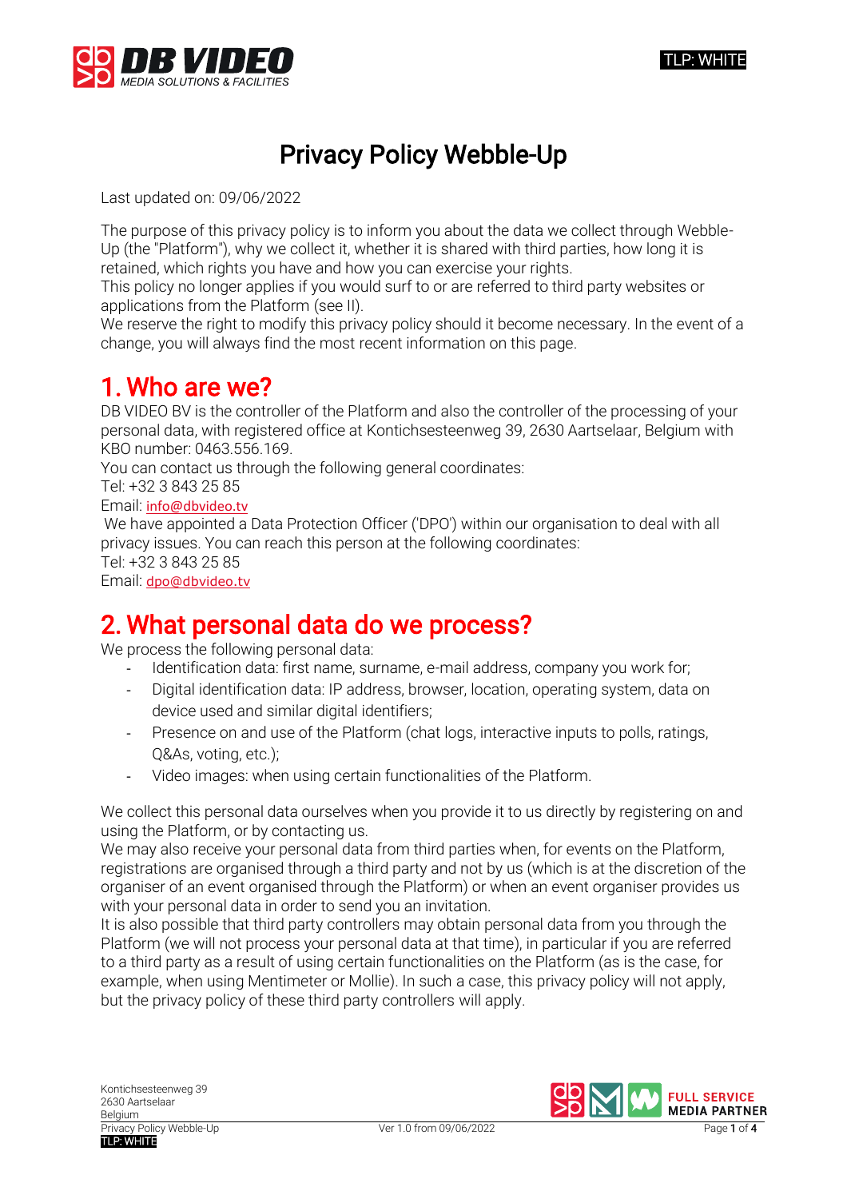# Privacy Policy Webble-Up

Last updated on: 09/06/2022

The purpose of this privacy policy is to inform you about the data we collect through Webble-Up (the "Platform"), why we collect it, whether it is shared with third parties, how long it is retained, which rights you have and how you can exercise your rights.
This policy no longer applies if you would surf to or are referred to third party websites or applications from the Platform (see II).
We reserve the right to modify this privacy policy should it become necessary. In the event of a change, you will always find the most recent information on this page.

## 1. Who are we?

DB VIDEO BV is the controller of the Platform and also the controller of the processing of your personal data, with registered office at Kontichsesteenweg 39, 2630 Aartselaar, Belgium with KBO number: 0463.556.169.
You can contact us through the following general coordinates:
Tel: +32 3 843 25 85
Email: info@dbvideo.tv
We have appointed a Data Protection Officer ('DPO') within our organisation to deal with all privacy issues. You can reach this person at the following coordinates:
Tel: +32 3 843 25 85
Email: dpo@dbvideo.tv

## 2. What personal data do we process?

We process the following personal data:

- Identification data: first name, surname, e-mail address, company you work for;
- Digital identification data: IP address, browser, location, operating system, data on device used and similar digital identifiers;
- Presence on and use of the Platform (chat logs, interactive inputs to polls, ratings, Q&As, voting, etc.);
- Video images: when using certain functionalities of the Platform.

We collect this personal data ourselves when you provide it to us directly by registering on and using the Platform, or by contacting us.
We may also receive your personal data from third parties when, for events on the Platform, registrations are organised through a third party and not by us (which is at the discretion of the organiser of an event organised through the Platform) or when an event organiser provides us with your personal data in order to send you an invitation.
It is also possible that third party controllers may obtain personal data from you through the Platform (we will not process your personal data at that time), in particular if you are referred to a third party as a result of using certain functionalities on the Platform (as is the case, for example, when using Mentimeter or Mollie). In such a case, this privacy policy will not apply, but the privacy policy of these third party controllers will apply.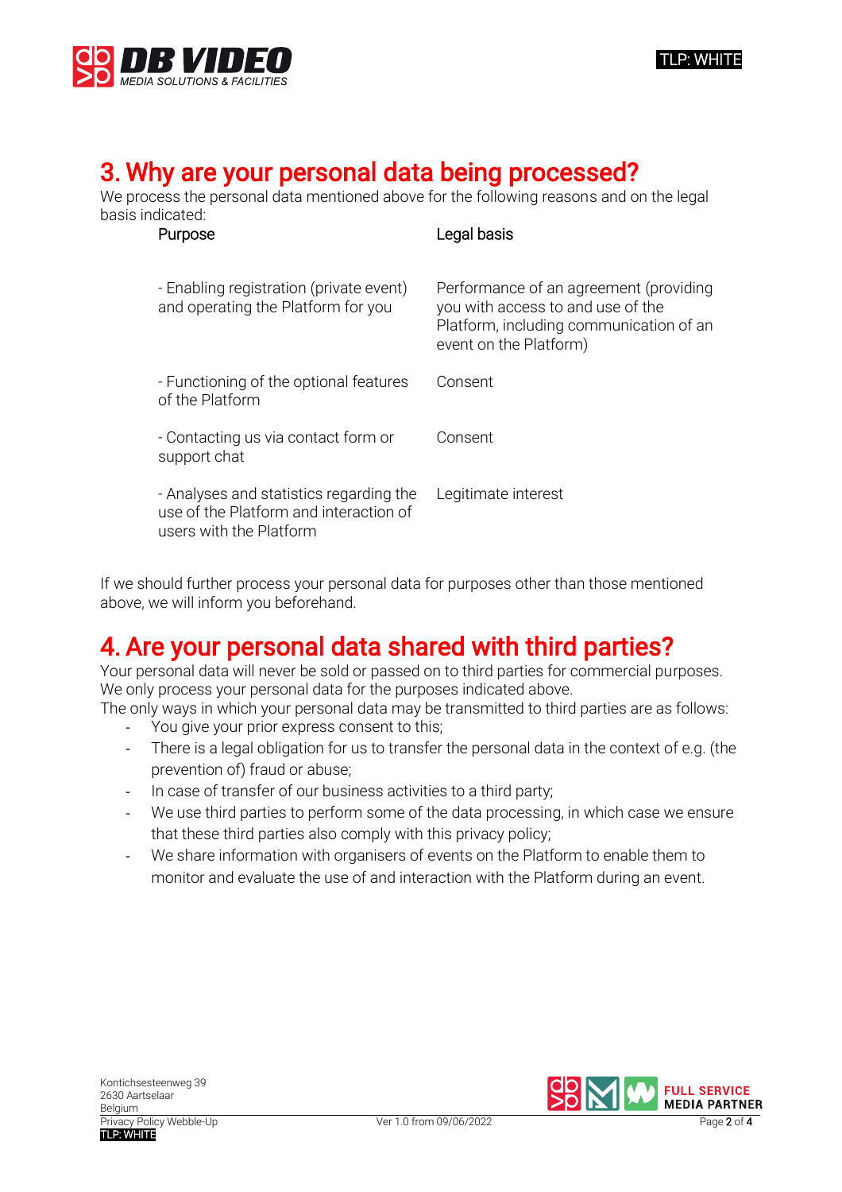## 3. Why are your personal data being processed?

We process the personal data mentioned above for the following reasons and on the legal basis indicated:

| Purpose | Legal basis |
| --- | --- |
| - Enabling registration (private event) and operating the Platform for you | Performance of an agreement (providing you with access to and use of the Platform, including communication of an event on the Platform) |
| - Functioning of the optional features of the Platform | Consent |
| - Contacting us via contact form or support chat | Consent |
| - Analyses and statistics regarding the use of the Platform and interaction of users with the Platform | Legitimate interest |

If we should further process your personal data for purposes other than those mentioned above, we will inform you beforehand.

## 4. Are your personal data shared with third parties?

Your personal data will never be sold or passed on to third parties for commercial purposes. We only process your personal data for the purposes indicated above.

The only ways in which your personal data may be transmitted to third parties are as follows:

- You give your prior express consent to this;
- There is a legal obligation for us to transfer the personal data in the context of e.g. (the prevention of) fraud or abuse;
- In case of transfer of our business activities to a third party;
- We use third parties to perform some of the data processing, in which case we ensure that these third parties also comply with this privacy policy;
- We share information with organisers of events on the Platform to enable them to monitor and evaluate the use of and interaction with the Platform during an event.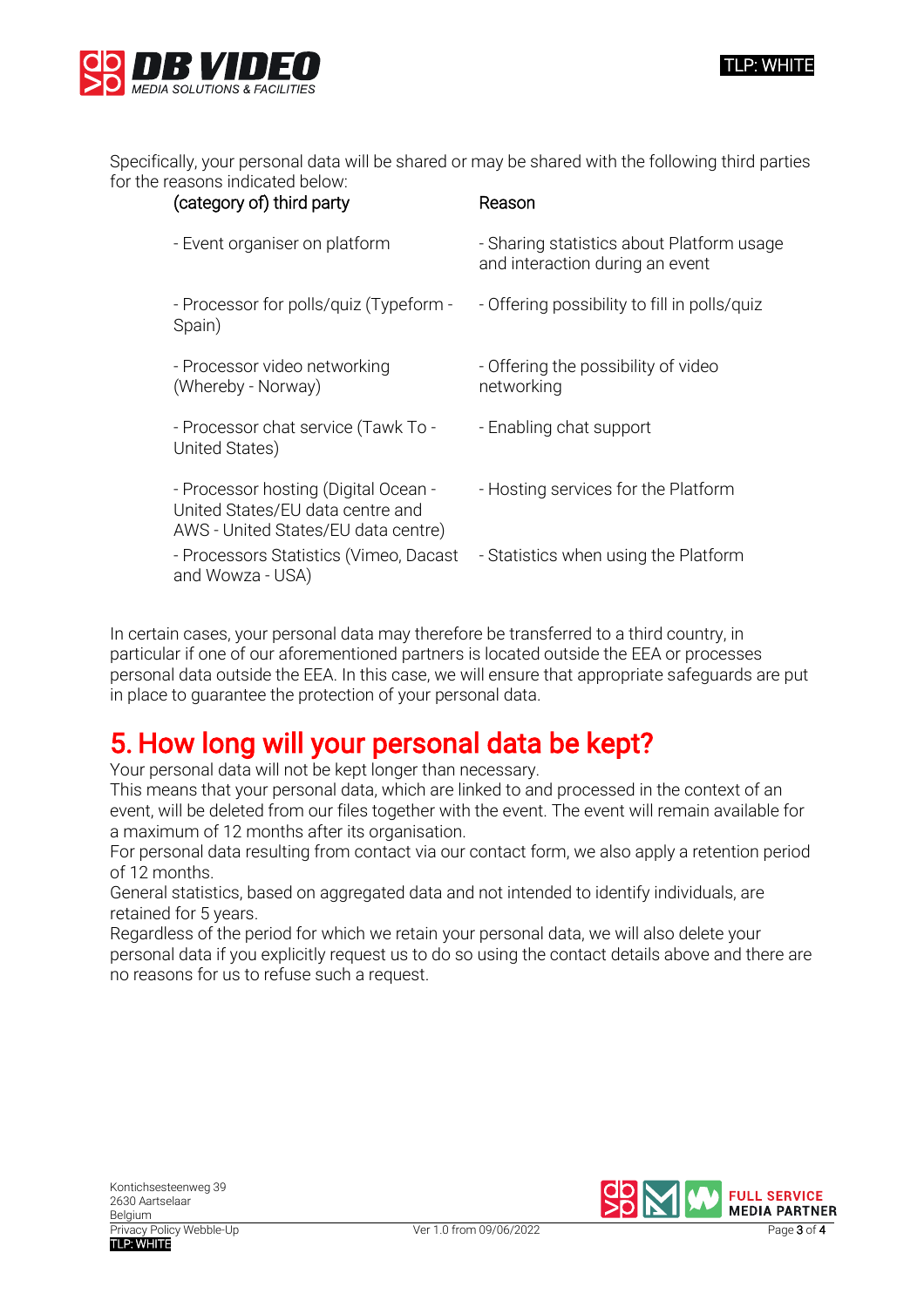Specifically, your personal data will be shared or may be shared with the following third parties for the reasons indicated below:

| (category of) third party | Reason |
| --- | --- |
| - Event organiser on platform | - Sharing statistics about Platform usage and interaction during an event |
| - Processor for polls/quiz (Typeform - Spain) | - Offering possibility to fill in polls/quiz |
| - Processor video networking (Whereby - Norway) | - Offering the possibility of video networking |
| - Processor chat service (Tawk To - United States) | - Enabling chat support |
| - Processor hosting (Digital Ocean - United States/EU data centre and AWS - United States/EU data centre) | - Hosting services for the Platform |
| - Processors Statistics (Vimeo, Dacast and Wowza - USA) | - Statistics when using the Platform |

In certain cases, your personal data may therefore be transferred to a third country, in particular if one of our aforementioned partners is located outside the EEA or processes personal data outside the EEA. In this case, we will ensure that appropriate safeguards are put in place to guarantee the protection of your personal data.

# 5. How long will your personal data be kept?

Your personal data will not be kept longer than necessary.
This means that your personal data, which are linked to and processed in the context of an event, will be deleted from our files together with the event. The event will remain available for a maximum of 12 months after its organisation.
For personal data resulting from contact via our contact form, we also apply a retention period of 12 months.
General statistics, based on aggregated data and not intended to identify individuals, are retained for 5 years.
Regardless of the period for which we retain your personal data, we will also delete your personal data if you explicitly request us to do so using the contact details above and there are no reasons for us to refuse such a request.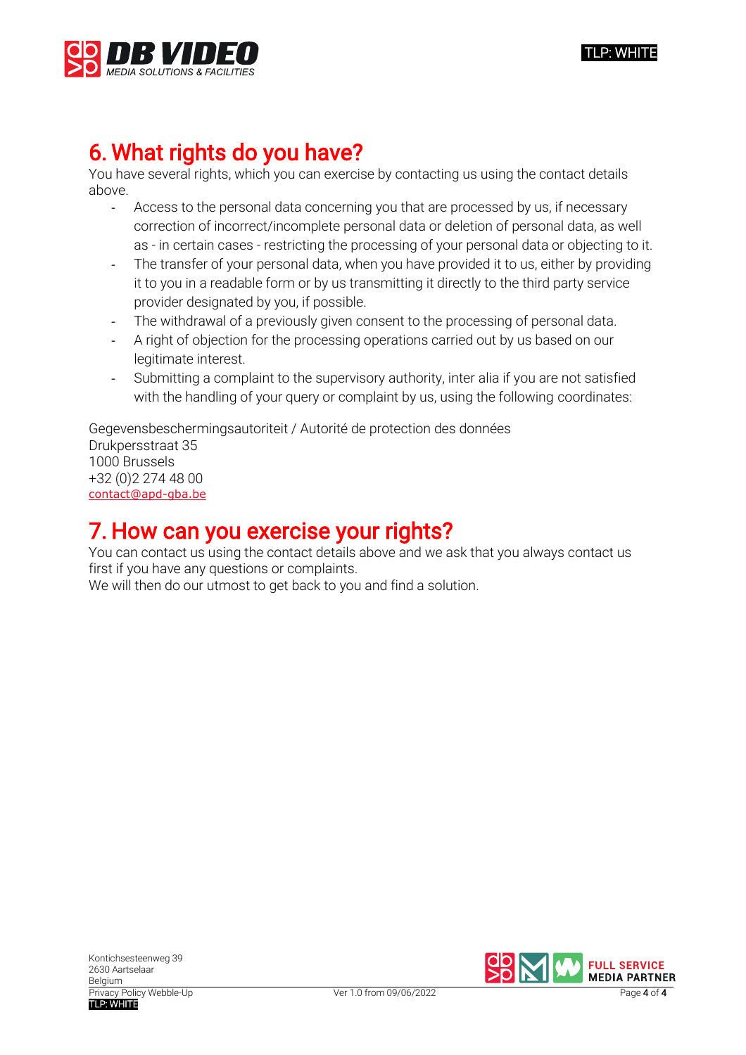# 6. What rights do you have?

You have several rights, which you can exercise by contacting us using the contact details above.

- Access to the personal data concerning you that are processed by us, if necessary correction of incorrect/incomplete personal data or deletion of personal data, as well as - in certain cases - restricting the processing of your personal data or objecting to it.
- The transfer of your personal data, when you have provided it to us, either by providing it to you in a readable form or by us transmitting it directly to the third party service provider designated by you, if possible.
- The withdrawal of a previously given consent to the processing of personal data.
- A right of objection for the processing operations carried out by us based on our legitimate interest.
- Submitting a complaint to the supervisory authority, inter alia if you are not satisfied with the handling of your query or complaint by us, using the following coordinates:

Gegevensbeschermingsautoriteit / Autorité de protection des données
Drukpersstraat 35
1000 Brussels
+32 (0)2 274 48 00
contact@apd-gba.be

# 7. How can you exercise your rights?

You can contact us using the contact details above and we ask that you always contact us first if you have any questions or complaints.
We will then do our utmost to get back to you and find a solution.